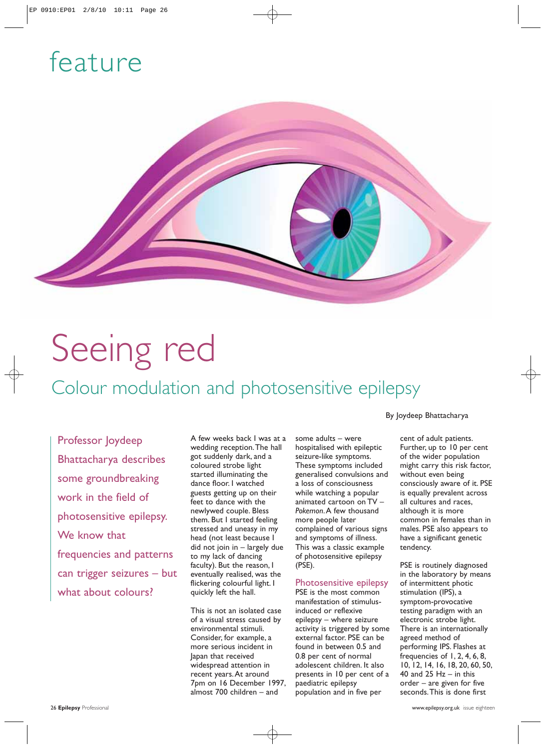feature

# Seeing red

## Colour modulation and photosensitive epilepsy

By Joydeep Bhattacharya

**Professor Joydeep Bhattacharya describes some groundbreaking work in the field of photosensitive epilepsy. We know that frequencies and patterns can trigger seizures – but what about colours?**

A few weeks back I was at a wedding reception. The hall got suddenly dark, and a coloured strobe light started illuminating the dance floor. I watched guests getting up on their feet to dance with the newlywed couple. Bless them. But I started feeling stressed and uneasy in my head (not least because I did not join in – largely due to my lack of dancing faculty). But the reason, I eventually realised, was the flickering colourful light. I quickly left the hall.

This is not an isolated case of a visual stress caused by environmental stimuli. Consider, for example, a more serious incident in Japan that received widespread attention in recent years. At around 7pm on 16 December 1997, almost 700 children – and some adults – were hospitalised with epileptic seizure-like symptoms. These symptoms included generalised convulsions and a loss of consciousness while watching a popular animated cartoon on TV – *Pokemon*. A few thousand more people later complained of various signs and symptoms of illness. This was a classic example of photosensitive epilepsy (PSE).

### Photosensitive epilepsy

PSE is the most common manifestation of stimulus-induced or reflexive epilepsy – where seizure activity is triggered by some external factor. PSE can be found in between 0.5 and 0.8 per cent of normal adolescent children. It also presents in 10 per cent of a paediatric epilepsy population and in five per cent of adult patients. Further, up to 10 per cent of the wider population might carry this risk factor, without even being consciously aware of it. PSE is equally prevalent across all cultures and races, although it is more common in females than in males. PSE also appears to have a significant genetic tendency.

PSE is routinely diagnosed in the laboratory by means of intermittent photic stimulation (IPS), a symptom-provocative testing paradigm with an electronic strobe light. There is an internationally agreed method of performing IPS. Flashes at frequencies of 1, 2, 4, 6, 8, 10, 12, 14, 16, 18, 20, 60, 50, 40 and 25 Hz – in this order – are given for five seconds. This is done first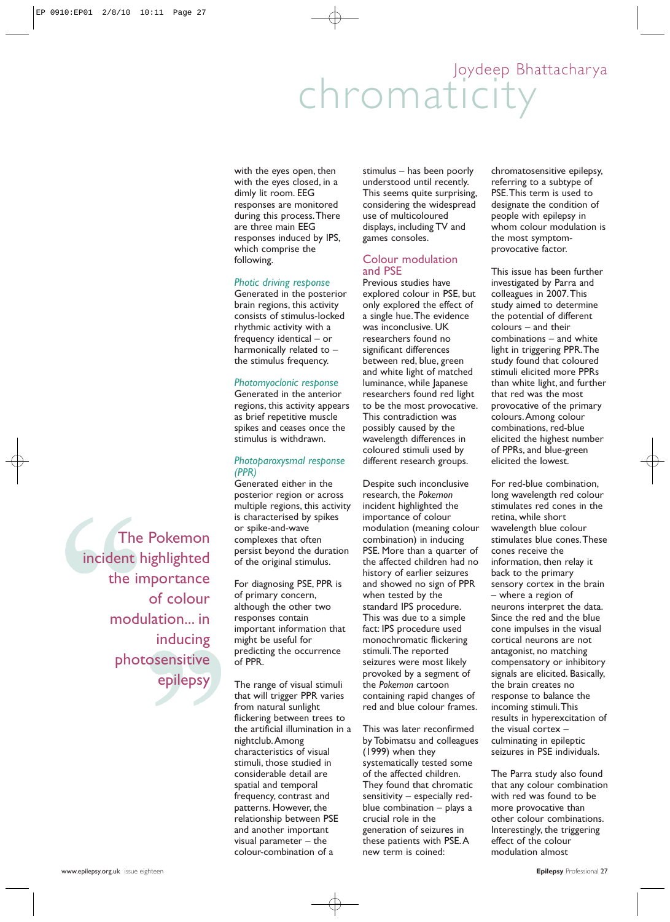Joydeep Bhattacharya

# chromaticity

with the eyes open, then with the eyes closed, in a dimly lit room. EEG responses are monitored during this process. There are three main EEG responses induced by IPS, which comprise the following.

### *Photic driving response*

Generated in the posterior brain regions, this activity consists of stimulus-locked rhythmic activity with a frequency identical – or harmonically related to – the stimulus frequency.

### *Photomyoclonic response*

Generated in the anterior regions, this activity appears as brief repetitive muscle spikes and ceases once the stimulus is withdrawn.

### *Photoparoxysmal response (PPR)*

Generated either in the posterior region or across multiple regions, this activity is characterised by spikes or spike-and-wave complexes that often persist beyond the duration of the original stimulus.

For diagnosing PSE, PPR is of primary concern, although the other two responses contain important information that might be useful for predicting the occurrence of PPR.

The range of visual stimuli that will trigger PPR varies from natural sunlight flickering between trees to the artificial illumination in a nightclub. Among characteristics of visual stimuli, those studied in considerable detail are spatial and temporal frequency, contrast and patterns. However, the relationship between PSE and another important visual parameter – the colour-combination of a stimulus – has been poorly understood until recently. This seems quite surprising, considering the widespread use of multicoloured displays, including TV and games consoles.

## Colour modulation and PSE

Previous studies have explored colour in PSE, but only explored the effect of a single hue. The evidence was inconclusive. UK researchers found no significant differences between red, blue, green and white light of matched luminance, while Japanese researchers found red light to be the most provocative. This contradiction was possibly caused by the wavelength differences in coloured stimuli used by different research groups.

Despite such inconclusive research, the *Pokemon* incident highlighted the importance of colour modulation (meaning colour combination) in inducing PSE. More than a quarter of the affected children had no history of earlier seizures and showed no sign of PPR when tested by the standard IPS procedure. This was due to a simple fact: IPS procedure used monochromatic flickering stimuli. The reported seizures were most likely provoked by a segment of the *Pokemon* cartoon containing rapid changes of red and blue colour frames.

> The Pokemon incident highlighted the importance of colour modulation... in inducing photosensitive epilepsy

This was later reconfirmed by Tobimatsu and colleagues (1999) when they systematically tested some of the affected children. They found that chromatic sensitivity – especially red-blue combination – plays a crucial role in the generation of seizures in these patients with PSE. A new term is coined: chromatosensitive epilepsy, referring to a subtype of PSE. This term is used to designate the condition of people with epilepsy in whom colour modulation is the most symptom-provocative factor.

This issue has been further investigated by Parra and colleagues in 2007. This study aimed to determine the potential of different colours – and their combinations – and white light in triggering PPR. The study found that coloured stimuli elicited more PPRs than white light, and further that red was the most provocative of the primary colours. Among colour combinations, red-blue elicited the highest number of PPRs, and blue-green elicited the lowest.

For red-blue combination, long wavelength red colour stimulates red cones in the retina, while short wavelength blue colour stimulates blue cones. These cones receive the information, then relay it back to the primary sensory cortex in the brain – where a region of neurons interpret the data. Since the red and the blue cone impulses in the visual cortical neurons are not antagonist, no matching compensatory or inhibitory signals are elicited. Basically, the brain creates no response to balance the incoming stimuli. This results in hyperexcitation of the visual cortex – culminating in epileptic seizures in PSE individuals.

The Parra study also found that any colour combination with red was found to be more provocative than other colour combinations. Interestingly, the triggering effect of the colour modulation almost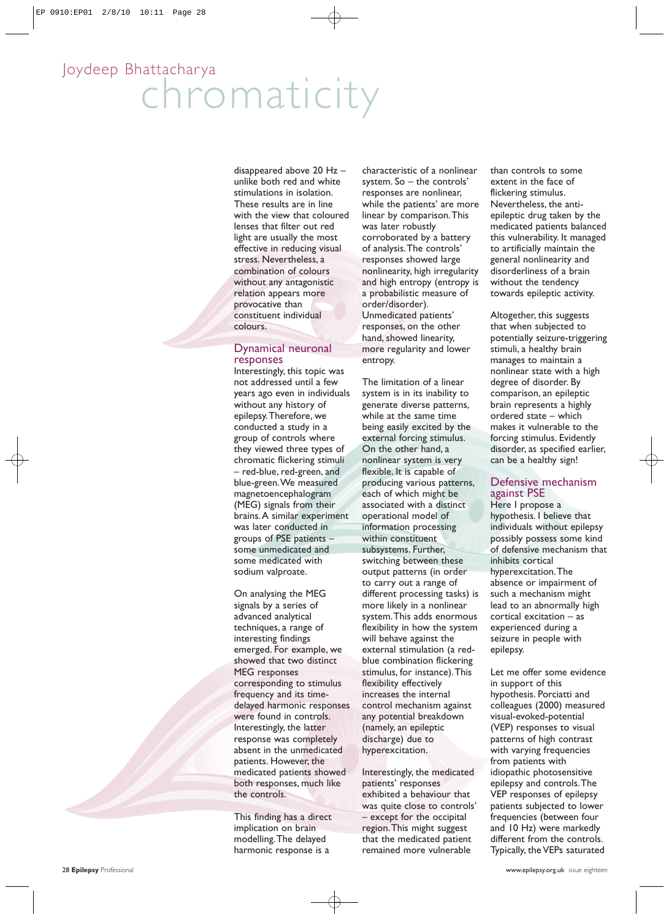disappeared above 20 Hz – unlike both red and white stimulations in isolation. These results are in line with the view that coloured lenses that filter out red light are usually the most effective in reducing visual stress. Nevertheless, a combination of colours without any antagonistic relation appears more provocative than constituent individual colours.

## Dynamical neuronal responses

Interestingly, this topic was not addressed until a few years ago even in individuals without any history of epilepsy. Therefore, we conducted a study in a group of controls where they viewed three types of chromatic flickering stimuli – red-blue, red-green, and blue-green. We measured magnetoencephalogram (MEG) signals from their brains. A similar experiment was later conducted in groups of PSE patients – some unmedicated and some medicated with sodium valproate.

On analysing the MEG signals by a series of advanced analytical techniques, a range of interesting findings emerged. For example, we showed that two distinct MEG responses corresponding to stimulus frequency and its time-delayed harmonic responses were found in controls. Interestingly, the latter response was completely absent in the unmedicated patients. However, the medicated patients showed both responses, much like the controls.

This finding has a direct implication on brain modelling. The delayed harmonic response is a characteristic of a nonlinear system. So – the controls' responses are nonlinear, while the patients' are more linear by comparison. This was later robustly corroborated by a battery of analysis. The controls' responses showed large nonlinearity, high irregularity and high entropy (entropy is a probabilistic measure of order/disorder). Unmedicated patients' responses, on the other hand, showed linearity, more regularity and lower entropy.

The limitation of a linear system is in its inability to generate diverse patterns, while at the same time being easily excited by the external forcing stimulus. On the other hand, a nonlinear system is very flexible. It is capable of producing various patterns, each of which might be associated with a distinct operational model of information processing within constituent subsystems. Further, switching between these output patterns (in order to carry out a range of different processing tasks) is more likely in a nonlinear system. This adds enormous flexibility in how the system will behave against the external stimulation (a red-blue combination flickering stimulus, for instance). This flexibility effectively increases the internal control mechanism against any potential breakdown (namely, an epileptic discharge) due to hyperexcitation.

Interestingly, the medicated patients' responses exhibited a behaviour that was quite close to controls' – except for the occipital region. This might suggest that the medicated patient remained more vulnerable than controls to some extent in the face of flickering stimulus. Nevertheless, the anti-epileptic drug taken by the medicated patients balanced this vulnerability. It managed to artificially maintain the general nonlinearity and disorderliness of a brain without the tendency towards epileptic activity.

Altogether, this suggests that when subjected to potentially seizure-triggering stimuli, a healthy brain manages to maintain a nonlinear state with a high degree of disorder. By comparison, an epileptic brain represents a highly ordered state – which makes it vulnerable to the forcing stimulus. Evidently disorder, as specified earlier, can be a healthy sign!

## Defensive mechanism against PSE

Here I propose a hypothesis. I believe that individuals without epilepsy possibly possess some kind of defensive mechanism that inhibits cortical hyperexcitation. The absence or impairment of such a mechanism might lead to an abnormally high cortical excitation – as experienced during a seizure in people with epilepsy.

Let me offer some evidence in support of this hypothesis. Porciatti and colleagues (2000) measured visual-evoked-potential (VEP) responses to visual patterns of high contrast with varying frequencies from patients with idiopathic photosensitive epilepsy and controls. The VEP responses of epilepsy patients subjected to lower frequencies (between four and 10 Hz) were markedly different from the controls. Typically, the VEPs saturated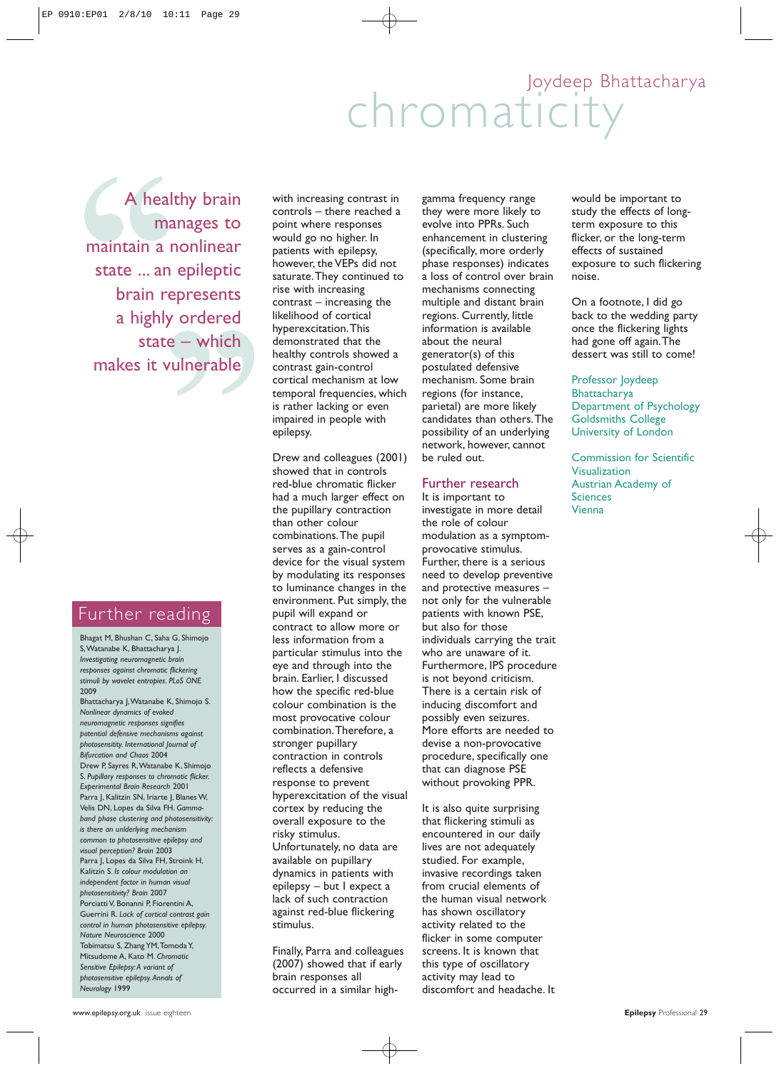# chromaticity

Joydeep Bhattacharya

> A healthy brain manages to maintain a nonlinear state ... an epileptic brain represents a highly ordered state – which makes it vulnerable

with increasing contrast in controls – there reached a point where responses would go no higher. In patients with epilepsy, however, the VEPs did not saturate. They continued to rise with increasing contrast – increasing the likelihood of cortical hyperexcitation. This demonstrated that the healthy controls showed a contrast gain-control cortical mechanism at low temporal frequencies, which is rather lacking or even impaired in people with epilepsy.

Drew and colleagues (2001) showed that in controls red-blue chromatic flicker had a much larger effect on the pupillary contraction than other colour combinations. The pupil serves as a gain-control device for the visual system by modulating its responses to luminance changes in the environment. Put simply, the pupil will expand or contract to allow more or less information from a particular stimulus into the eye and through into the brain. Earlier, I discussed how the specific red-blue colour combination is the most provocative colour combination. Therefore, a stronger pupillary contraction in controls reflects a defensive response to prevent hyperexcitation of the visual cortex by reducing the overall exposure to the risky stimulus. Unfortunately, no data are available on pupillary dynamics in patients with epilepsy – but I expect a lack of such contraction against red-blue flickering stimulus.

Finally, Parra and colleagues (2007) showed that if early brain responses all occurred in a similar high-gamma frequency range they were more likely to evolve into PPRs. Such enhancement in clustering (specifically, more orderly phase responses) indicates a loss of control over brain mechanisms connecting multiple and distant brain regions. Currently, little information is available about the neural generator(s) of this postulated defensive mechanism. Some brain regions (for instance, parietal) are more likely candidates than others. The possibility of an underlying network, however, cannot be ruled out.

## Further research

It is important to investigate in more detail the role of colour modulation as a symptom-provocative stimulus. Further, there is a serious need to develop preventive and protective measures – not only for the vulnerable patients with known PSE, but also for those individuals carrying the trait who are unaware of it. Furthermore, IPS procedure is not beyond criticism. There is a certain risk of inducing discomfort and possibly even seizures. More efforts are needed to devise a non-provocative procedure, specifically one that can diagnose PSE without provoking PPR.

It is also quite surprising that flickering stimuli as encountered in our daily lives are not adequately studied. For example, invasive recordings taken from crucial elements of the human visual network has shown oscillatory activity related to the flicker in some computer screens. It is known that this type of oscillatory activity may lead to discomfort and headache. It would be important to study the effects of long-term exposure to this flicker, or the long-term effects of sustained exposure to such flickering noise.

On a footnote, I did go back to the wedding party once the flickering lights had gone off again. The dessert was still to come!

Professor Joydeep Bhattacharya
Department of Psychology
Goldsmiths College
University of London

Commission for Scientific Visualization
Austrian Academy of Sciences
Vienna

## Further reading

Bhagat M, Bhushan C, Saha G, Shimojo S, Watanabe K, Bhattacharya J. *Investigating neuromagnetic brain responses against chromatic flickering stimuli by wavelet entropies. PLoS ONE* 2009

Bhattacharya J, Watanabe K, Shimojo S. *Nonlinear dynamics of evoked neuromagnetic responses signifies potential defensive mechanisms against photosensitivity. International Journal of Bifurcation and Chaos* 2004

Drew P, Sayres R, Watanabe K, Shimojo S. *Pupillary responses to chromatic flicker. Experimental Brain Research* 2001

Parra J, Kalitzin SN, Iriarte J, Blanes W, Velis DN, Lopes da Silva FH. *Gamma-band phase clustering and photosensitivity: is there an underlying mechanism common to photosensitive epilepsy and visual perception? Brain* 2003

Parra J, Lopes da Silva FH, Stroink H, Kalitzin S. *Is colour modulation an independent factor in human visual photosensitivity? Brain* 2007

Porciatti V, Bonanni P, Fiorentini A, Guerrini R. *Lack of cortical contrast gain control in human photosensitive epilepsy. Nature Neuroscience* 2000

Tobimatsu S, Zhang YM, Tomoda Y, Mitsudome A, Kato M. *Chromatic Sensitive Epilepsy: A variant of photosensitive epilepsy. Annals of Neurology* 1999